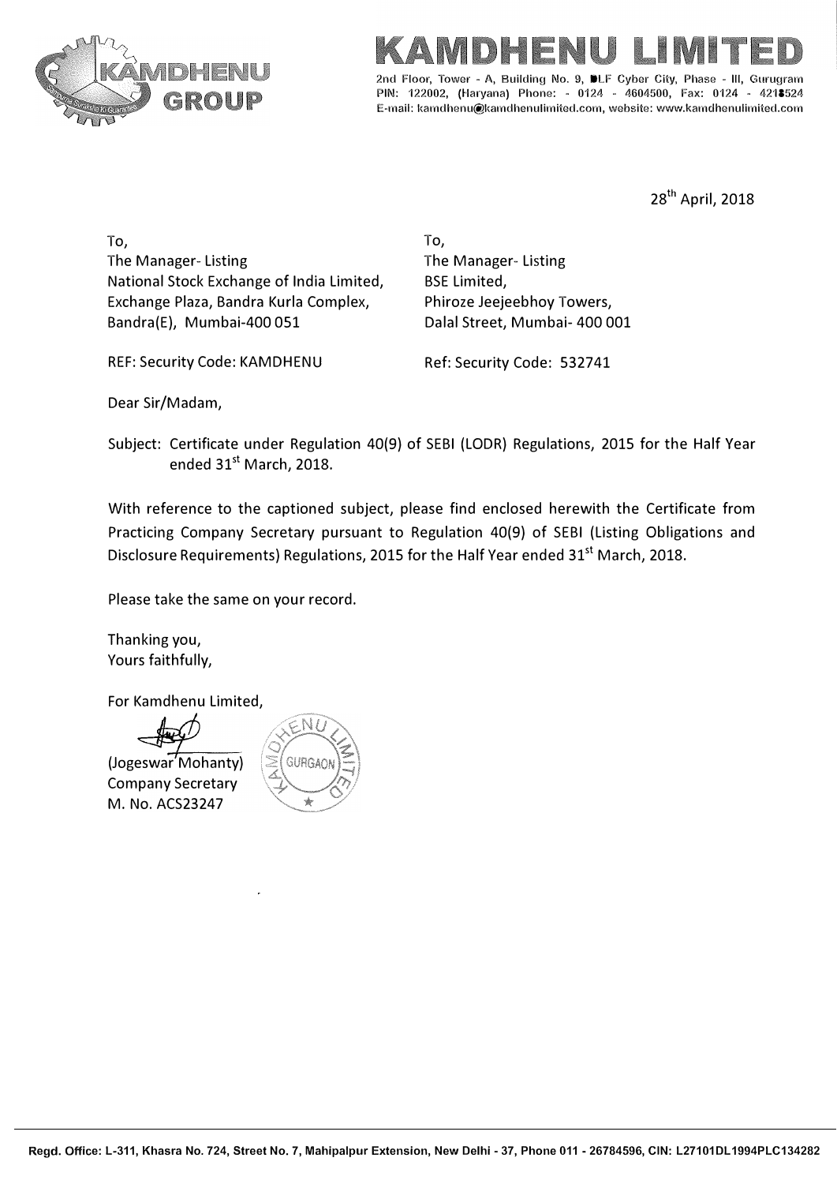# KAMDHENU LIMITED

2nd Floor, Tower - A, Building No. 9, DLF Cyber City, Phase - III, Gurugram PIN: 122002, (Haryana) Phone: - 0124 - 4604500, Fax: 0124 - 4218524
E-mail: kamdhenu@kamdhenulimited.com, website: www.kamdhenulimited.com

28th April, 2018

To,
The Manager- Listing
National Stock Exchange of India Limited,
Exchange Plaza, Bandra Kurla Complex,
Bandra(E), Mumbai-400 051

REF: Security Code: KAMDHENU

To,
The Manager- Listing
BSE Limited,
Phiroze Jeejeebhoy Towers,
Dalal Street, Mumbai- 400 001

Ref: Security Code: 532741

Dear Sir/Madam,

Subject: Certificate under Regulation 40(9) of SEBI (LODR) Regulations, 2015 for the Half Year ended 31st March, 2018.

With reference to the captioned subject, please find enclosed herewith the Certificate from Practicing Company Secretary pursuant to Regulation 40(9) of SEBI (Listing Obligations and Disclosure Requirements) Regulations, 2015 for the Half Year ended 31st March, 2018.

Please take the same on your record.

Thanking you,
Yours faithfully,

For Kamdhenu Limited,

(Jogeswar Mohanty)
Company Secretary
M. No. ACS23247

Regd. Office: L-311, Khasra No. 724, Street No. 7, Mahipalpur Extension, New Delhi - 37, Phone 011 - 26784596, CIN: L27101DL1994PLC134282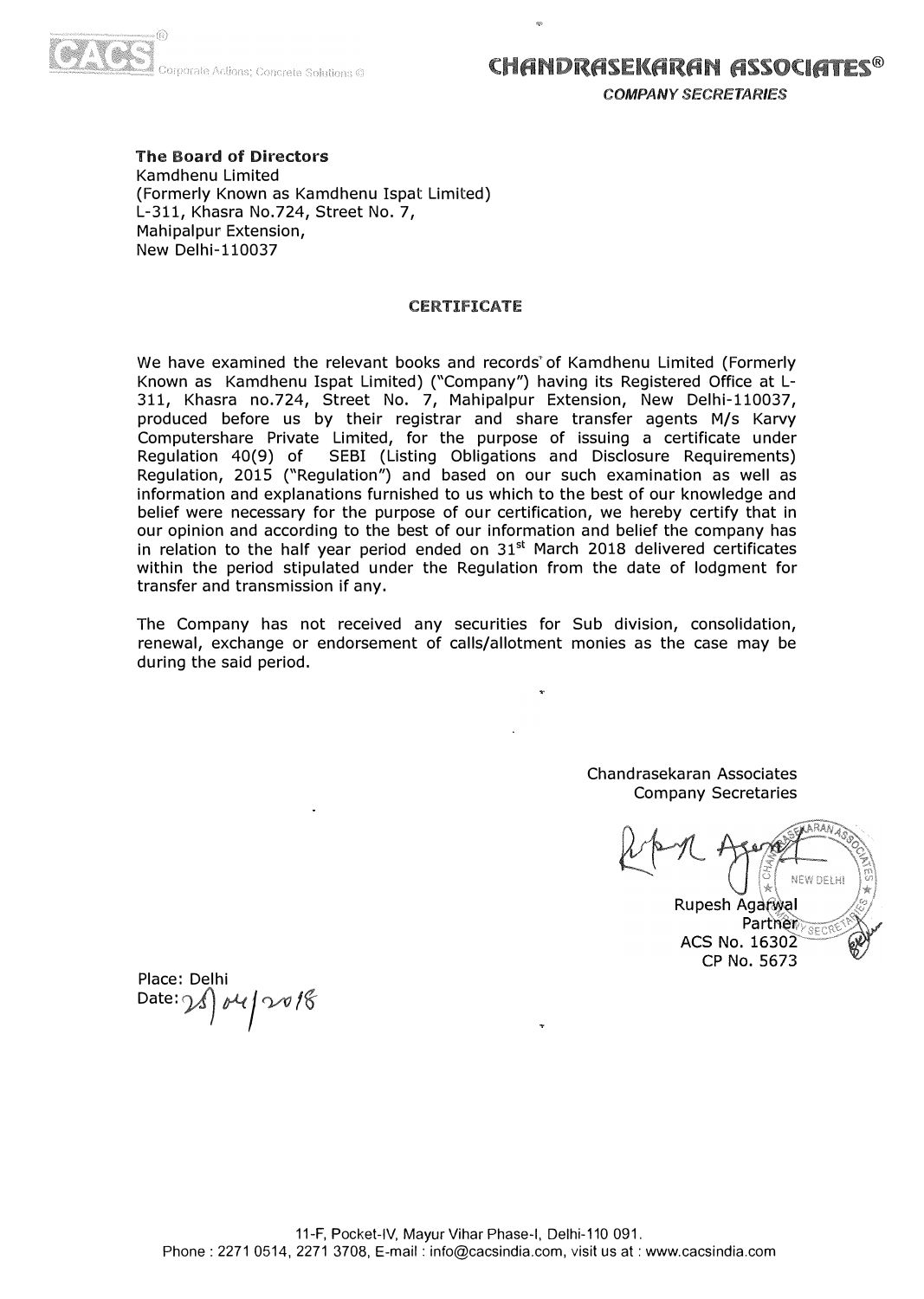**CHANDRASEKARAN ASSOCIATES®**

*COMPANY SECRETARIES*

**The Board of Directors**
Kamdhenu Limited
(Formerly Known as Kamdhenu Ispat Limited)
L-311, Khasra No.724, Street No. 7,
Mahipalpur Extension,
New Delhi-110037

## CERTIFICATE

We have examined the relevant books and records of Kamdhenu Limited (Formerly Known as Kamdhenu Ispat Limited) ("Company") having its Registered Office at L-311, Khasra no.724, Street No. 7, Mahipalpur Extension, New Delhi-110037, produced before us by their registrar and share transfer agents M/s Karvy Computershare Private Limited, for the purpose of issuing a certificate under Regulation 40(9) of SEBI (Listing Obligations and Disclosure Requirements) Regulation, 2015 ("Regulation") and based on our such examination as well as information and explanations furnished to us which to the best of our knowledge and belief were necessary for the purpose of our certification, we hereby certify that in our opinion and according to the best of our information and belief the company has in relation to the half year period ended on 31st March 2018 delivered certificates within the period stipulated under the Regulation from the date of lodgment for transfer and transmission if any.

The Company has not received any securities for Sub division, consolidation, renewal, exchange or endorsement of calls/allotment monies as the case may be during the said period.

Chandrasekaran Associates
Company Secretaries

Rupesh Agarwal
Partner
ACS No. 16302
CP No. 5673

Place: Delhi
Date: 25/04/2018

11-F, Pocket-IV, Mayur Vihar Phase-I, Delhi-110 091.
Phone : 2271 0514, 2271 3708, E-mail : info@cacsindia.com, visit us at : www.cacsindia.com